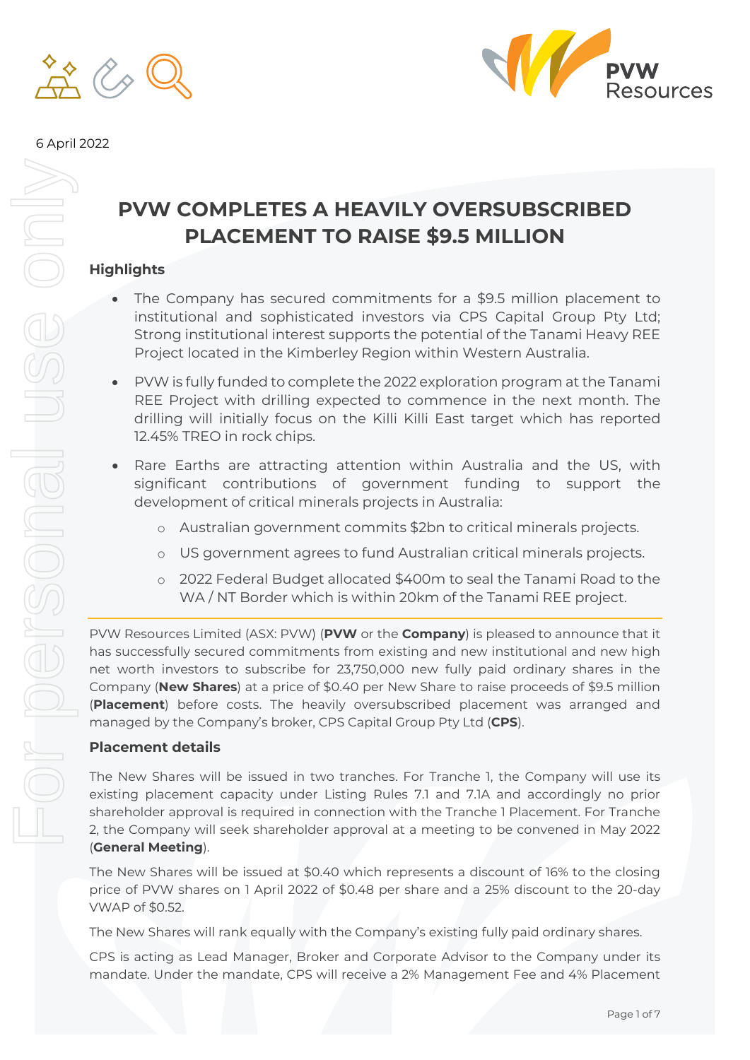6 April 2022

# PVW COMPLETES A HEAVILY OVERSUBSCRIBED PLACEMENT TO RAISE $9.5 MILLION

## Highlights

- The Company has secured commitments for a $9.5 million placement to institutional and sophisticated investors via CPS Capital Group Pty Ltd; Strong institutional interest supports the potential of the Tanami Heavy REE Project located in the Kimberley Region within Western Australia.
- PVW is fully funded to complete the 2022 exploration program at the Tanami REE Project with drilling expected to commence in the next month. The drilling will initially focus on the Killi Killi East target which has reported 12.45% TREO in rock chips.
- Rare Earths are attracting attention within Australia and the US, with significant contributions of government funding to support the development of critical minerals projects in Australia:
  - Australian government commits $2bn to critical minerals projects.
  - US government agrees to fund Australian critical minerals projects.
  - 2022 Federal Budget allocated $400m to seal the Tanami Road to the WA / NT Border which is within 20km of the Tanami REE project.

PVW Resources Limited (ASX: PVW) (**PVW** or the **Company**) is pleased to announce that it has successfully secured commitments from existing and new institutional and new high net worth investors to subscribe for 23,750,000 new fully paid ordinary shares in the Company (**New Shares**) at a price of $0.40 per New Share to raise proceeds of $9.5 million (**Placement**) before costs. The heavily oversubscribed placement was arranged and managed by the Company's broker, CPS Capital Group Pty Ltd (**CPS**).

## Placement details

The New Shares will be issued in two tranches. For Tranche 1, the Company will use its existing placement capacity under Listing Rules 7.1 and 7.1A and accordingly no prior shareholder approval is required in connection with the Tranche 1 Placement. For Tranche 2, the Company will seek shareholder approval at a meeting to be convened in May 2022 (**General Meeting**).

The New Shares will be issued at $0.40 which represents a discount of 16% to the closing price of PVW shares on 1 April 2022 of $0.48 per share and a 25% discount to the 20-day VWAP of $0.52.

The New Shares will rank equally with the Company's existing fully paid ordinary shares.

CPS is acting as Lead Manager, Broker and Corporate Advisor to the Company under its mandate. Under the mandate, CPS will receive a 2% Management Fee and 4% Placement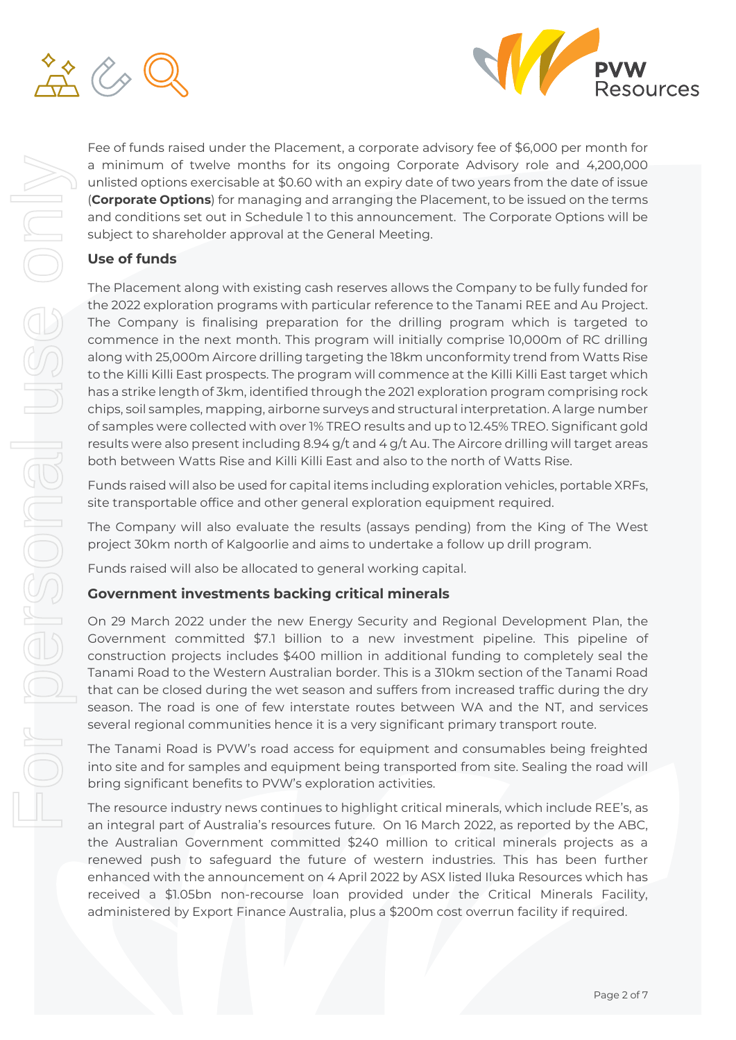Fee of funds raised under the Placement, a corporate advisory fee of $6,000 per month for a minimum of twelve months for its ongoing Corporate Advisory role and 4,200,000 unlisted options exercisable at $0.60 with an expiry date of two years from the date of issue (**Corporate Options**) for managing and arranging the Placement, to be issued on the terms and conditions set out in Schedule 1 to this announcement. The Corporate Options will be subject to shareholder approval at the General Meeting.

## Use of funds

The Placement along with existing cash reserves allows the Company to be fully funded for the 2022 exploration programs with particular reference to the Tanami REE and Au Project. The Company is finalising preparation for the drilling program which is targeted to commence in the next month. This program will initially comprise 10,000m of RC drilling along with 25,000m Aircore drilling targeting the 18km unconformity trend from Watts Rise to the Killi Killi East prospects. The program will commence at the Killi Killi East target which has a strike length of 3km, identified through the 2021 exploration program comprising rock chips, soil samples, mapping, airborne surveys and structural interpretation. A large number of samples were collected with over 1% TREO results and up to 12.45% TREO. Significant gold results were also present including 8.94 g/t and 4 g/t Au. The Aircore drilling will target areas both between Watts Rise and Killi Killi East and also to the north of Watts Rise.

Funds raised will also be used for capital items including exploration vehicles, portable XRFs, site transportable office and other general exploration equipment required.

The Company will also evaluate the results (assays pending) from the King of The West project 30km north of Kalgoorlie and aims to undertake a follow up drill program.

Funds raised will also be allocated to general working capital.

## Government investments backing critical minerals

On 29 March 2022 under the new Energy Security and Regional Development Plan, the Government committed $7.1 billion to a new investment pipeline. This pipeline of construction projects includes $400 million in additional funding to completely seal the Tanami Road to the Western Australian border. This is a 310km section of the Tanami Road that can be closed during the wet season and suffers from increased traffic during the dry season. The road is one of few interstate routes between WA and the NT, and services several regional communities hence it is a very significant primary transport route.

The Tanami Road is PVW's road access for equipment and consumables being freighted into site and for samples and equipment being transported from site. Sealing the road will bring significant benefits to PVW's exploration activities.

The resource industry news continues to highlight critical minerals, which include REE's, as an integral part of Australia's resources future. On 16 March 2022, as reported by the ABC, the Australian Government committed $240 million to critical minerals projects as a renewed push to safeguard the future of western industries. This has been further enhanced with the announcement on 4 April 2022 by ASX listed Iluka Resources which has received a $1.05bn non-recourse loan provided under the Critical Minerals Facility, administered by Export Finance Australia, plus a $200m cost overrun facility if required.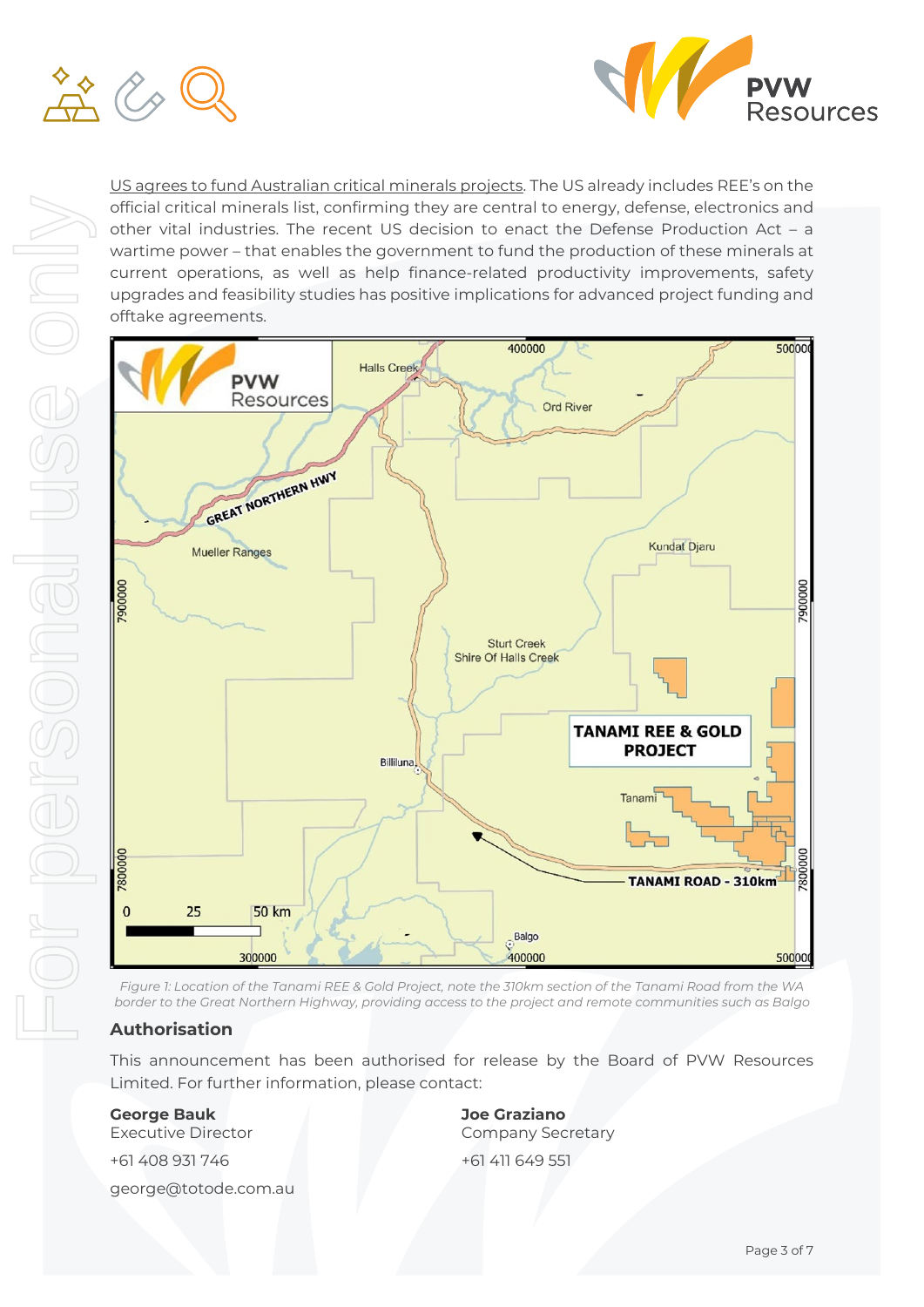US agrees to fund Australian critical minerals projects. The US already includes REE's on the official critical minerals list, confirming they are central to energy, defense, electronics and other vital industries. The recent US decision to enact the Defense Production Act – a wartime power – that enables the government to fund the production of these minerals at current operations, as well as help finance-related productivity improvements, safety upgrades and feasibility studies has positive implications for advanced project funding and offtake agreements.

*Figure 1: Location of the Tanami REE & Gold Project, note the 310km section of the Tanami Road from the WA border to the Great Northern Highway, providing access to the project and remote communities such as Balgo*

## Authorisation

This announcement has been authorised for release by the Board of PVW Resources Limited. For further information, please contact:

**George Bauk**
Executive Director
+61 408 931 746
george@totode.com.au

**Joe Graziano**
Company Secretary
+61 411 649 551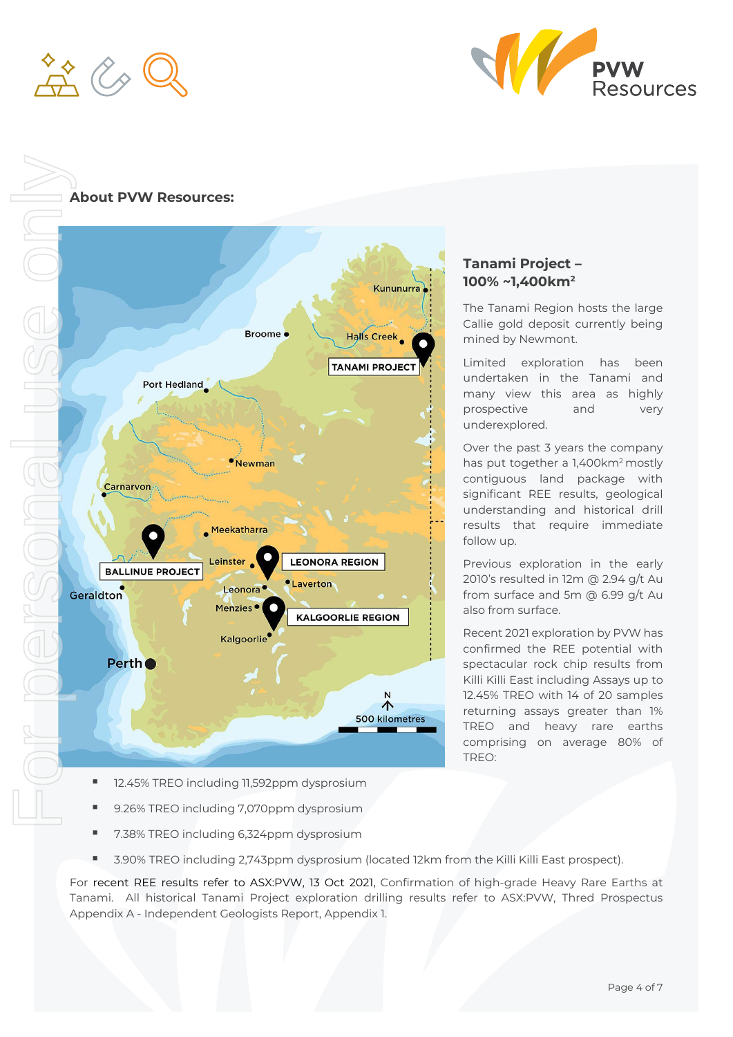## About PVW Resources:

### Tanami Project – 100% ~1,400km²

The Tanami Region hosts the large Callie gold deposit currently being mined by Newmont.

Limited exploration has been undertaken in the Tanami and many view this area as highly prospective and very underexplored.

Over the past 3 years the company has put together a 1,400km² mostly contiguous land package with significant REE results, geological understanding and historical drill results that require immediate follow up.

Previous exploration in the early 2010's resulted in 12m @ 2.94 g/t Au from surface and 5m @ 6.99 g/t Au also from surface.

Recent 2021 exploration by PVW has confirmed the REE potential with spectacular rock chip results from Killi Killi East including Assays up to 12.45% TREO with 14 of 20 samples returning assays greater than 1% TREO and heavy rare earths comprising on average 80% of TREO:

- 12.45% TREO including 11,592ppm dysprosium
- 9.26% TREO including 7,070ppm dysprosium
- 7.38% TREO including 6,324ppm dysprosium
- 3.90% TREO including 2,743ppm dysprosium (located 12km from the Killi Killi East prospect).

For recent REE results refer to ASX:PVW, 13 Oct 2021, Confirmation of high-grade Heavy Rare Earths at Tanami. All historical Tanami Project exploration drilling results refer to ASX:PVW, Thred Prospectus Appendix A - Independent Geologists Report, Appendix 1.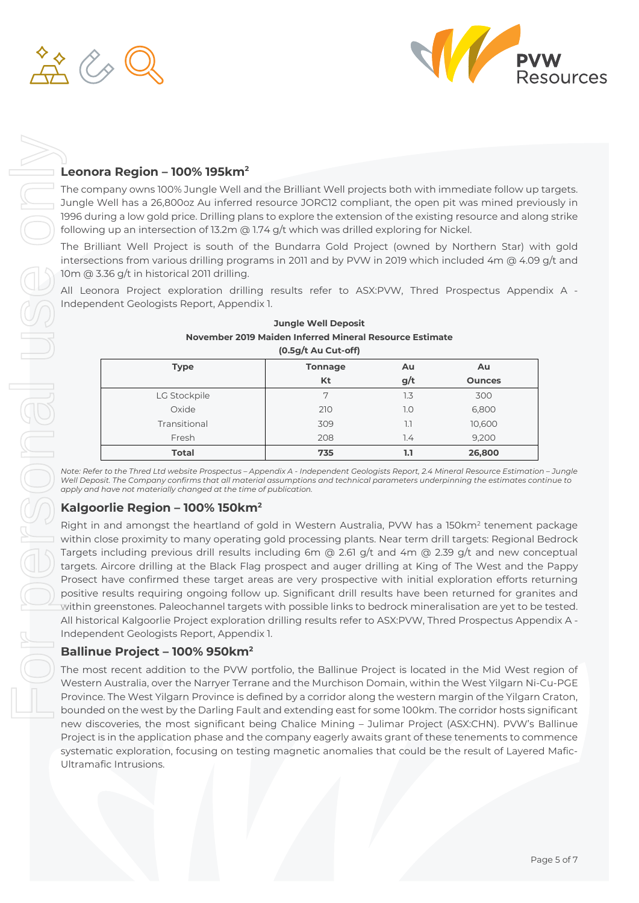## Leonora Region – 100% 195km²

The company owns 100% Jungle Well and the Brilliant Well projects both with immediate follow up targets. Jungle Well has a 26,800oz Au inferred resource JORC12 compliant, the open pit was mined previously in 1996 during a low gold price. Drilling plans to explore the extension of the existing resource and along strike following up an intersection of 13.2m @ 1.74 g/t which was drilled exploring for Nickel.

The Brilliant Well Project is south of the Bundarra Gold Project (owned by Northern Star) with gold intersections from various drilling programs in 2011 and by PVW in 2019 which included 4m @ 4.09 g/t and 10m @ 3.36 g/t in historical 2011 drilling.

All Leonora Project exploration drilling results refer to ASX:PVW, Thred Prospectus Appendix A - Independent Geologists Report, Appendix 1.

**Jungle Well Deposit**
**November 2019 Maiden Inferred Mineral Resource Estimate**
**(0.5g/t Au Cut-off)**

| Type | Tonnage Kt | Au g/t | Au Ounces |
|---|---|---|---|
| LG Stockpile | 7 | 1.3 | 300 |
| Oxide | 210 | 1.0 | 6,800 |
| Transitional | 309 | 1.1 | 10,600 |
| Fresh | 208 | 1.4 | 9,200 |
| **Total** | **735** | **1.1** | **26,800** |

*Note: Refer to the Thred Ltd website Prospectus – Appendix A - Independent Geologists Report, 2.4 Mineral Resource Estimation – Jungle Well Deposit. The Company confirms that all material assumptions and technical parameters underpinning the estimates continue to apply and have not materially changed at the time of publication.*

## Kalgoorlie Region – 100% 150km²

Right in and amongst the heartland of gold in Western Australia, PVW has a 150km² tenement package within close proximity to many operating gold processing plants. Near term drill targets: Regional Bedrock Targets including previous drill results including 6m @ 2.61 g/t and 4m @ 2.39 g/t and new conceptual targets. Aircore drilling at the Black Flag prospect and auger drilling at King of The West and the Pappy Prosect have confirmed these target areas are very prospective with initial exploration efforts returning positive results requiring ongoing follow up. Significant drill results have been returned for granites and within greenstones. Paleochannel targets with possible links to bedrock mineralisation are yet to be tested. All historical Kalgoorlie Project exploration drilling results refer to ASX:PVW, Thred Prospectus Appendix A - Independent Geologists Report, Appendix 1.

## Ballinue Project – 100% 950km²

The most recent addition to the PVW portfolio, the Ballinue Project is located in the Mid West region of Western Australia, over the Narryer Terrane and the Murchison Domain, within the West Yilgarn Ni-Cu-PGE Province. The West Yilgarn Province is defined by a corridor along the western margin of the Yilgarn Craton, bounded on the west by the Darling Fault and extending east for some 100km. The corridor hosts significant new discoveries, the most significant being Chalice Mining – Julimar Project (ASX:CHN). PVW's Ballinue Project is in the application phase and the company eagerly awaits grant of these tenements to commence systematic exploration, focusing on testing magnetic anomalies that could be the result of Layered Mafic-Ultramafic Intrusions.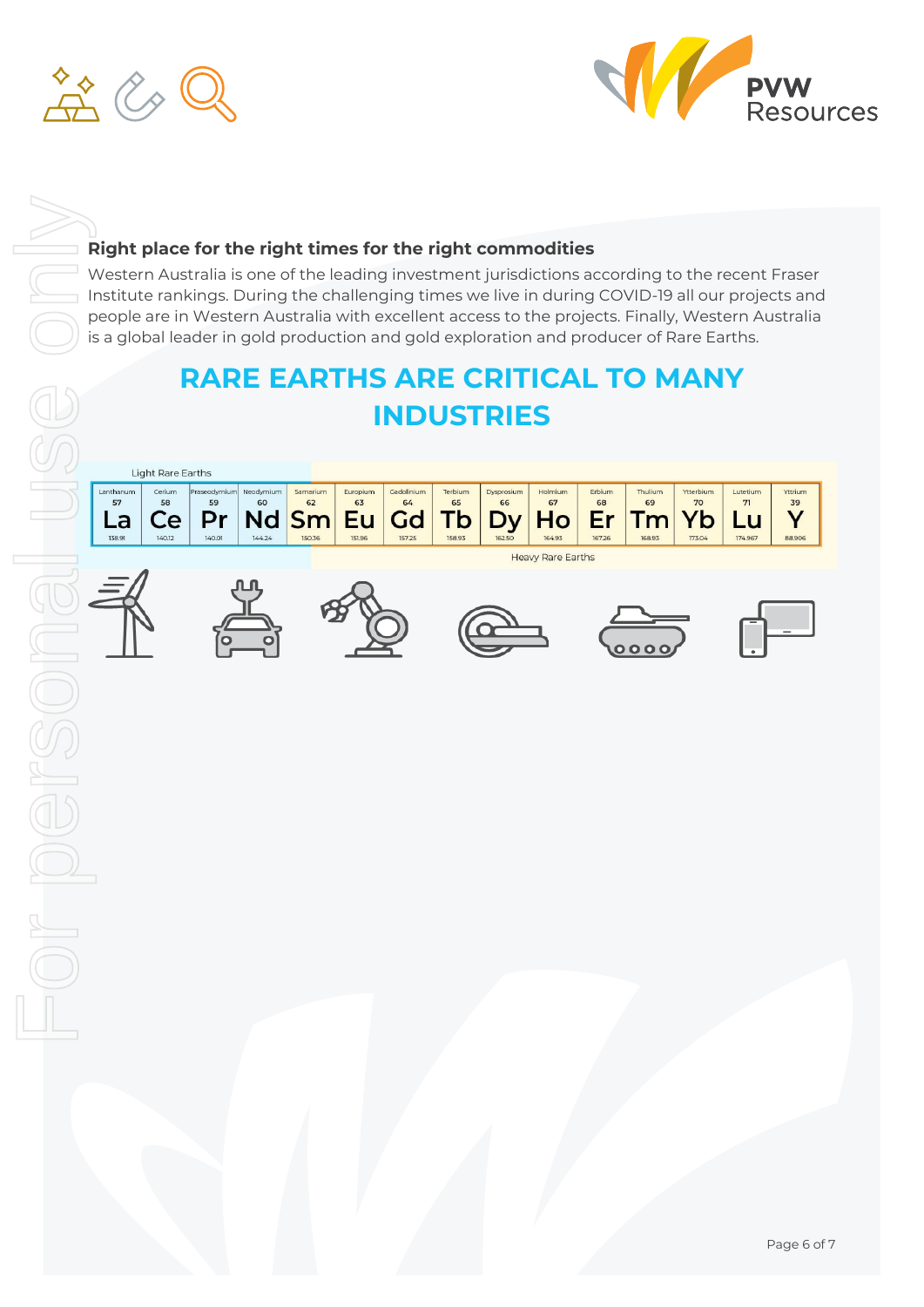## Right place for the right times for the right commodities

Western Australia is one of the leading investment jurisdictions according to the recent Fraser Institute rankings. During the challenging times we live in during COVID-19 all our projects and people are in Western Australia with excellent access to the projects. Finally, Western Australia is a global leader in gold production and gold exploration and producer of Rare Earths.

## RARE EARTHS ARE CRITICAL TO MANY INDUSTRIES

| Light Rare Earths | | | | Heavy Rare Earths | | | | | | | | | | |
|---|---|---|---|---|---|---|---|---|---|---|---|---|---|---|
| Lanthanum 57 **La** 138.91 | Cerium 58 **Ce** 140.12 | Praseodymium 59 **Pr** 140.01 | Neodymium 60 **Nd** 144.24 | Samarium 62 **Sm** 150.36 | Europium 63 **Eu** 151.96 | Gadolinium 64 **Gd** 157.25 | Terbium 65 **Tb** 158.93 | Dysprosium 66 **Dy** 162.50 | Holmium 67 **Ho** 164.93 | Erbium 68 **Er** 167.26 | Thulium 69 **Tm** 168.93 | Ytterbium 70 **Yb** 173.04 | Lutetium 71 **Lu** 174.967 | Yttrium 39 **Y** 88.906 |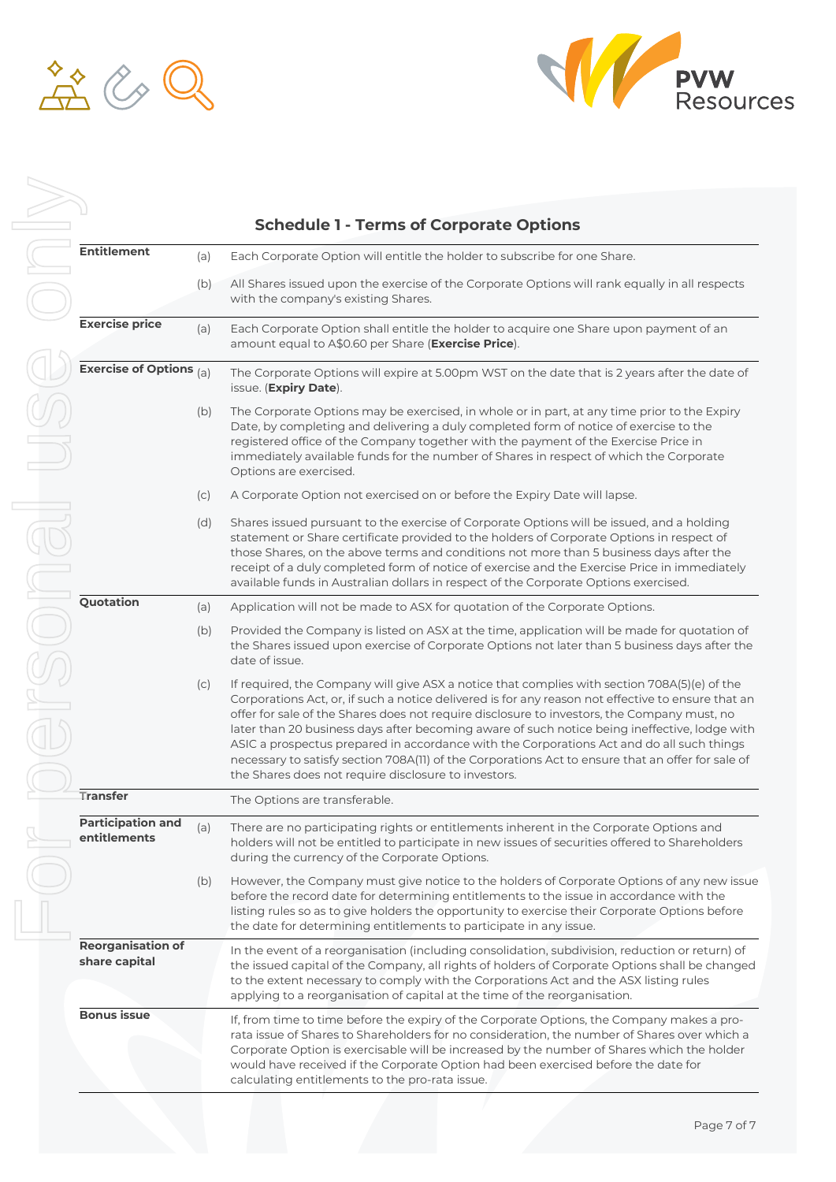## Schedule 1 - Terms of Corporate Options

| | | |
|---|---|---|
| **Entitlement** | (a) | Each Corporate Option will entitle the holder to subscribe for one Share. |
| | (b) | All Shares issued upon the exercise of the Corporate Options will rank equally in all respects with the company's existing Shares. |
| **Exercise price** | (a) | Each Corporate Option shall entitle the holder to acquire one Share upon payment of an amount equal to A$0.60 per Share (**Exercise Price**). |
| **Exercise of Options** | (a) | The Corporate Options will expire at 5.00pm WST on the date that is 2 years after the date of issue. (**Expiry Date**). |
| | (b) | The Corporate Options may be exercised, in whole or in part, at any time prior to the Expiry Date, by completing and delivering a duly completed form of notice of exercise to the registered office of the Company together with the payment of the Exercise Price in immediately available funds for the number of Shares in respect of which the Corporate Options are exercised. |
| | (c) | A Corporate Option not exercised on or before the Expiry Date will lapse. |
| | (d) | Shares issued pursuant to the exercise of Corporate Options will be issued, and a holding statement or Share certificate provided to the holders of Corporate Options in respect of those Shares, on the above terms and conditions not more than 5 business days after the receipt of a duly completed form of notice of exercise and the Exercise Price in immediately available funds in Australian dollars in respect of the Corporate Options exercised. |
| **Quotation** | (a) | Application will not be made to ASX for quotation of the Corporate Options. |
| | (b) | Provided the Company is listed on ASX at the time, application will be made for quotation of the Shares issued upon exercise of Corporate Options not later than 5 business days after the date of issue. |
| | (c) | If required, the Company will give ASX a notice that complies with section 708A(5)(e) of the Corporations Act, or, if such a notice delivered is for any reason not effective to ensure that an offer for sale of the Shares does not require disclosure to investors, the Company must, no later than 20 business days after becoming aware of such notice being ineffective, lodge with ASIC a prospectus prepared in accordance with the Corporations Act and do all such things necessary to satisfy section 708A(11) of the Corporations Act to ensure that an offer for sale of the Shares does not require disclosure to investors. |
| **Transfer** | | The Options are transferable. |
| **Participation and entitlements** | (a) | There are no participating rights or entitlements inherent in the Corporate Options and holders will not be entitled to participate in new issues of securities offered to Shareholders during the currency of the Corporate Options. |
| | (b) | However, the Company must give notice to the holders of Corporate Options of any new issue before the record date for determining entitlements to the issue in accordance with the listing rules so as to give holders the opportunity to exercise their Corporate Options before the date for determining entitlements to participate in any issue. |
| **Reorganisation of share capital** | | In the event of a reorganisation (including consolidation, subdivision, reduction or return) of the issued capital of the Company, all rights of holders of Corporate Options shall be changed to the extent necessary to comply with the Corporations Act and the ASX listing rules applying to a reorganisation of capital at the time of the reorganisation. |
| **Bonus issue** | | If, from time to time before the expiry of the Corporate Options, the Company makes a pro-rata issue of Shares to Shareholders for no consideration, the number of Shares over which a Corporate Option is exercisable will be increased by the number of Shares which the holder would have received if the Corporate Option had been exercised before the date for calculating entitlements to the pro-rata issue. |